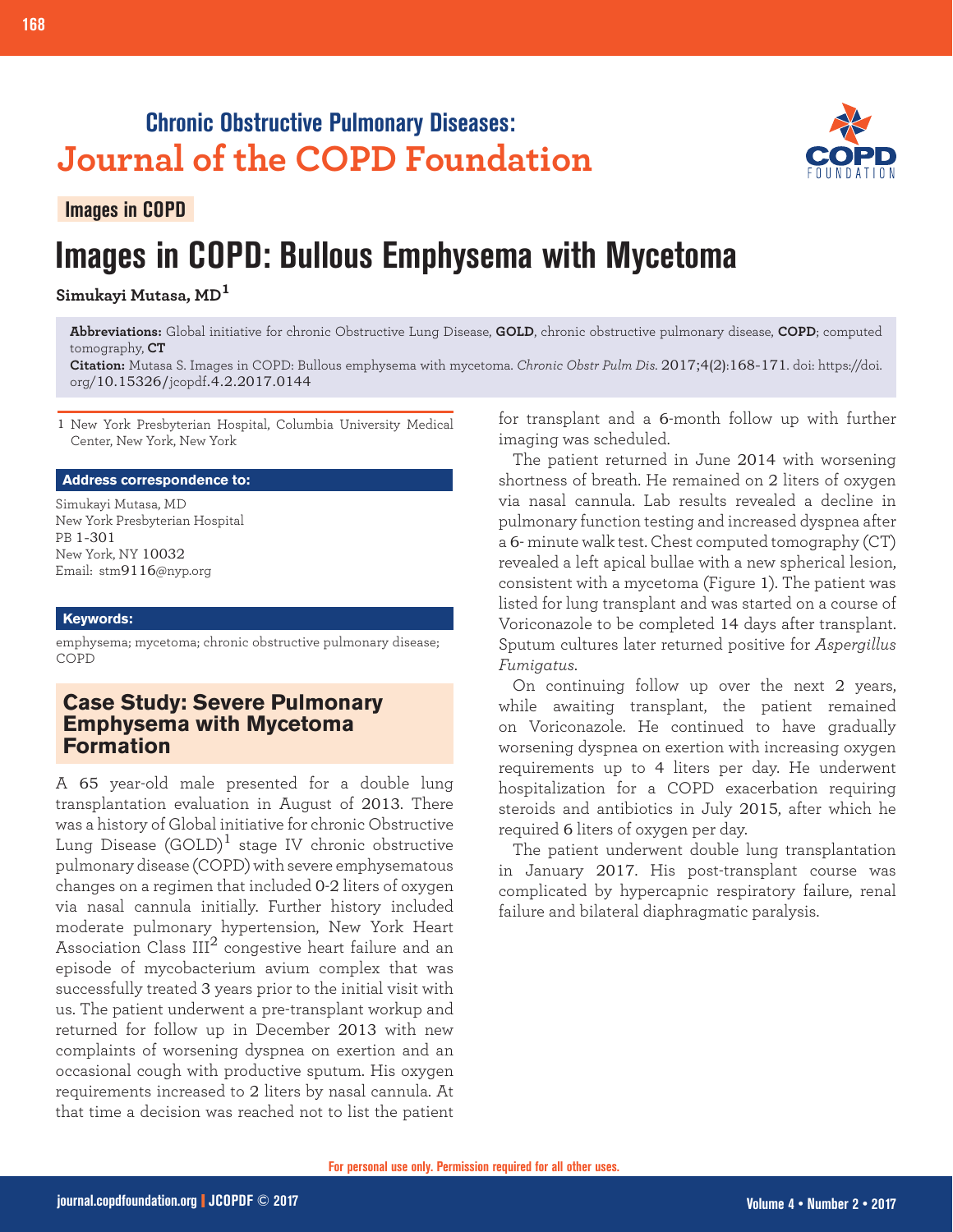Chronic Obstructive Pulmonary Diseases:
**Journal of the COPD Foundation**

Images in COPD

# Images in COPD: Bullous Emphysema with Mycetoma

**Simukayi Mutasa, MD[1]**

**Abbreviations:** Global initiative for chronic Obstructive Lung Disease, **GOLD**, chronic obstructive pulmonary disease, **COPD**; computed tomography, **CT**

**Citation:** Mutasa S. Images in COPD: Bullous emphysema with mycetoma. *Chronic Obstr Pulm Dis*. 2017;4(2):168-171. doi: https://doi.org/10.15326/jcopdf.4.2.2017.0144

1 New York Presbyterian Hospital, Columbia University Medical Center, New York, New York

**Address correspondence to:**

Simukayi Mutasa, MD
New York Presbyterian Hospital
PB 1-301
New York, NY 10032
Email: stm9116@nyp.org

**Keywords:**

emphysema; mycetoma; chronic obstructive pulmonary disease; COPD

## Case Study: Severe Pulmonary Emphysema with Mycetoma Formation

A 65 year-old male presented for a double lung transplantation evaluation in August of 2013. There was a history of Global initiative for chronic Obstructive Lung Disease (GOLD)[1] stage IV chronic obstructive pulmonary disease (COPD) with severe emphysematous changes on a regimen that included 0-2 liters of oxygen via nasal cannula initially. Further history included moderate pulmonary hypertension, New York Heart Association Class III[2] congestive heart failure and an episode of mycobacterium avium complex that was successfully treated 3 years prior to the initial visit with us. The patient underwent a pre-transplant workup and returned for follow up in December 2013 with new complaints of worsening dyspnea on exertion and an occasional cough with productive sputum. His oxygen requirements increased to 2 liters by nasal cannula. At that time a decision was reached not to list the patient for transplant and a 6-month follow up with further imaging was scheduled.

The patient returned in June 2014 with worsening shortness of breath. He remained on 2 liters of oxygen via nasal cannula. Lab results revealed a decline in pulmonary function testing and increased dyspnea after a 6- minute walk test. Chest computed tomography (CT) revealed a left apical bullae with a new spherical lesion, consistent with a mycetoma (Figure 1). The patient was listed for lung transplant and was started on a course of Voriconazole to be completed 14 days after transplant. Sputum cultures later returned positive for *Aspergillus Fumigatus*.

On continuing follow up over the next 2 years, while awaiting transplant, the patient remained on Voriconazole. He continued to have gradually worsening dyspnea on exertion with increasing oxygen requirements up to 4 liters per day. He underwent hospitalization for a COPD exacerbation requiring steroids and antibiotics in July 2015, after which he required 6 liters of oxygen per day.

The patient underwent double lung transplantation in January 2017. His post-transplant course was complicated by hypercapnic respiratory failure, renal failure and bilateral diaphragmatic paralysis.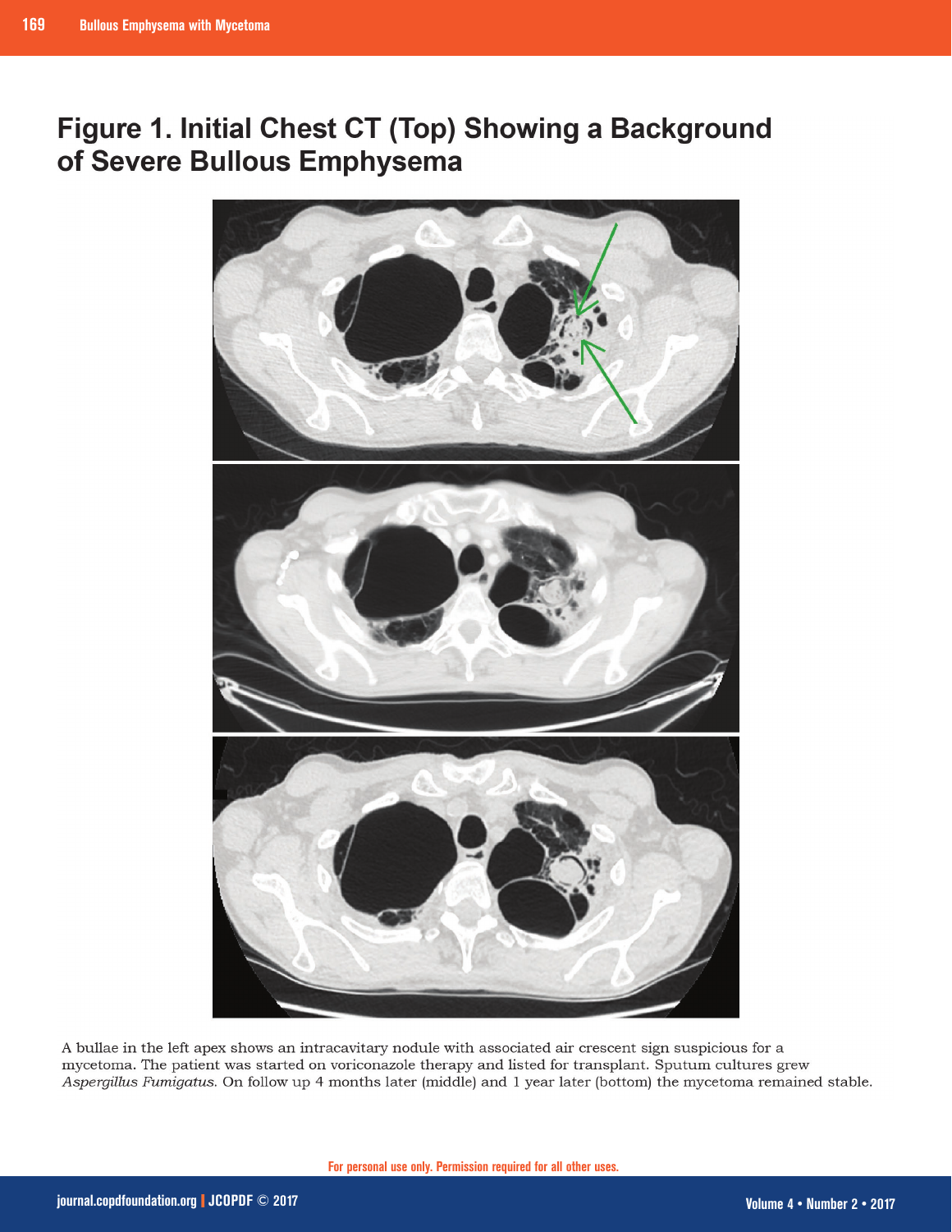## Figure 1. Initial Chest CT (Top) Showing a Background of Severe Bullous Emphysema

A bullae in the left apex shows an intracavitary nodule with associated air crescent sign suspicious for a mycetoma. The patient was started on voriconazole therapy and listed for transplant. Sputum cultures grew *Aspergillus Fumigatus*. On follow up 4 months later (middle) and 1 year later (bottom) the mycetoma remained stable.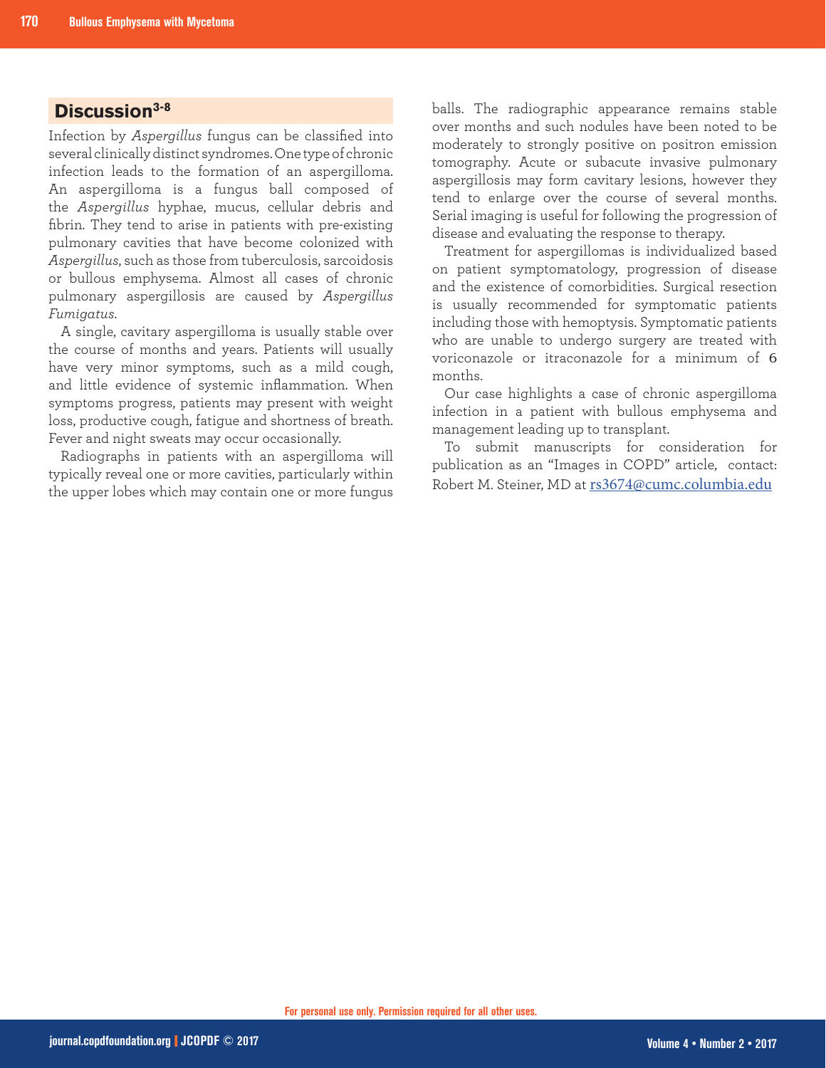## Discussion[3-8]

Infection by *Aspergillus* fungus can be classified into several clinically distinct syndromes. One type of chronic infection leads to the formation of an aspergilloma. An aspergilloma is a fungus ball composed of the *Aspergillus* hyphae, mucus, cellular debris and fibrin. They tend to arise in patients with pre-existing pulmonary cavities that have become colonized with *Aspergillus*, such as those from tuberculosis, sarcoidosis or bullous emphysema. Almost all cases of chronic pulmonary aspergillosis are caused by *Aspergillus Fumigatus*.

A single, cavitary aspergilloma is usually stable over the course of months and years. Patients will usually have very minor symptoms, such as a mild cough, and little evidence of systemic inflammation. When symptoms progress, patients may present with weight loss, productive cough, fatigue and shortness of breath. Fever and night sweats may occur occasionally.

Radiographs in patients with an aspergilloma will typically reveal one or more cavities, particularly within the upper lobes which may contain one or more fungus balls. The radiographic appearance remains stable over months and such nodules have been noted to be moderately to strongly positive on positron emission tomography. Acute or subacute invasive pulmonary aspergillosis may form cavitary lesions, however they tend to enlarge over the course of several months. Serial imaging is useful for following the progression of disease and evaluating the response to therapy.

Treatment for aspergillomas is individualized based on patient symptomatology, progression of disease and the existence of comorbidities. Surgical resection is usually recommended for symptomatic patients including those with hemoptysis. Symptomatic patients who are unable to undergo surgery are treated with voriconazole or itraconazole for a minimum of 6 months.

Our case highlights a case of chronic aspergilloma infection in a patient with bullous emphysema and management leading up to transplant.

To submit manuscripts for consideration for publication as an "Images in COPD" article, contact: Robert M. Steiner, MD at rs3674@cumc.columbia.edu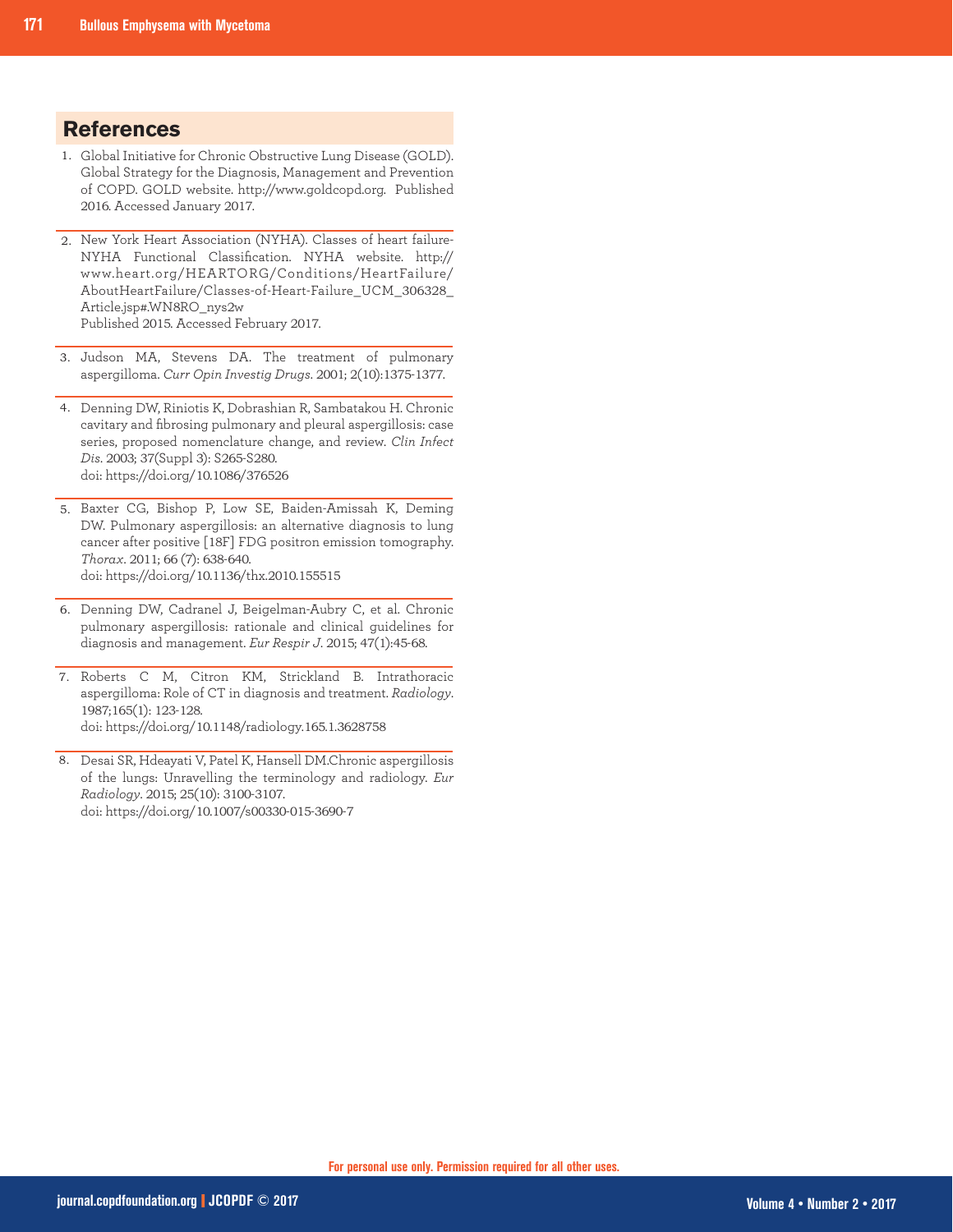## References

1. Global Initiative for Chronic Obstructive Lung Disease (GOLD). Global Strategy for the Diagnosis, Management and Prevention of COPD. GOLD website. http://www.goldcopd.org. Published 2016. Accessed January 2017.

2. New York Heart Association (NYHA). Classes of heart failure-NYHA Functional Classification. NYHA website. http://www.heart.org/HEARTORG/Conditions/HeartFailure/AboutHeartFailure/Classes-of-Heart-Failure_UCM_306328_Article.jsp#.WN8RO_nys2w
Published 2015. Accessed February 2017.

3. Judson MA, Stevens DA. The treatment of pulmonary aspergilloma. *Curr Opin Investig Drugs*. 2001; 2(10):1375-1377.

4. Denning DW, Riniotis K, Dobrashian R, Sambatakou H. Chronic cavitary and fibrosing pulmonary and pleural aspergillosis: case series, proposed nomenclature change, and review. *Clin Infect Dis*. 2003; 37(Suppl 3): S265-S280.
doi: https://doi.org/10.1086/376526

5. Baxter CG, Bishop P, Low SE, Baiden-Amissah K, Deming DW. Pulmonary aspergillosis: an alternative diagnosis to lung cancer after positive [18F] FDG positron emission tomography. *Thorax*. 2011; 66 (7): 638-640.
doi: https://doi.org/10.1136/thx.2010.155515

6. Denning DW, Cadranel J, Beigelman-Aubry C, et al. Chronic pulmonary aspergillosis: rationale and clinical guidelines for diagnosis and management. *Eur Respir J*. 2015; 47(1):45-68.

7. Roberts C M, Citron KM, Strickland B. Intrathoracic aspergilloma: Role of CT in diagnosis and treatment. *Radiology*. 1987;165(1): 123-128.
doi: https://doi.org/10.1148/radiology.165.1.3628758

8. Desai SR, Hdeayati V, Patel K, Hansell DM.Chronic aspergillosis of the lungs: Unravelling the terminology and radiology. *Eur Radiology*. 2015; 25(10): 3100-3107.
doi: https://doi.org/10.1007/s00330-015-3690-7